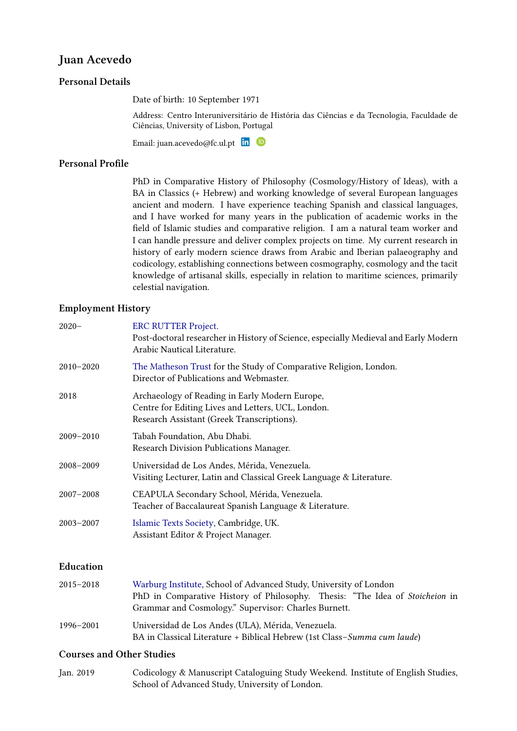# Juan Acevedo

## Personal Details

Date of birth: 10 September 1971

Address: Centro Interuniversitário de História das Ciências e da Tecnologia, Faculdade de Ciências, University of Lisbon, Portugal

Email: juan.acevedo@fc.ul.pt

## Personal Profile

PhD in Comparative History of Philosophy (Cosmology/History of Ideas), with a BA in Classics (+ Hebrew) and working knowledge of several European languages ancient and modern. I have experience teaching Spanish and classical languages, and I have worked for many years in the publication of academic works in the field of Islamic studies and comparative religion. I am a natural team worker and I can handle pressure and deliver complex projects on time. My current research in history of early modern science draws from Arabic and Iberian palaeography and codicology, establishing connections between cosmography, cosmology and the tacit knowledge of artisanal skills, especially in relation to maritime sciences, primarily celestial navigation.

## Employment History

**2020–**
ERC RUTTER Project.
Post-doctoral researcher in History of Science, especially Medieval and Early Modern Arabic Nautical Literature.

**2010–2020**
The Matheson Trust for the Study of Comparative Religion, London.
Director of Publications and Webmaster.

**2018**
Archaeology of Reading in Early Modern Europe,
Centre for Editing Lives and Letters, UCL, London.
Research Assistant (Greek Transcriptions).

**2009–2010**
Tabah Foundation, Abu Dhabi.
Research Division Publications Manager.

**2008–2009**
Universidad de Los Andes, Mérida, Venezuela.
Visiting Lecturer, Latin and Classical Greek Language & Literature.

**2007–2008**
CEAPULA Secondary School, Mérida, Venezuela.
Teacher of Baccalaureat Spanish Language & Literature.

**2003–2007**
Islamic Texts Society, Cambridge, UK.
Assistant Editor & Project Manager.

## Education

**2015–2018**
Warburg Institute, School of Advanced Study, University of London
PhD in Comparative History of Philosophy. Thesis: "The Idea of *Stoicheion* in Grammar and Cosmology." Supervisor: Charles Burnett.

**1996–2001**
Universidad de Los Andes (ULA), Mérida, Venezuela.
BA in Classical Literature + Biblical Hebrew (1st Class–*Summa cum laude*)

## Courses and Other Studies

**Jan. 2019**
Codicology & Manuscript Cataloguing Study Weekend. Institute of English Studies, School of Advanced Study, University of London.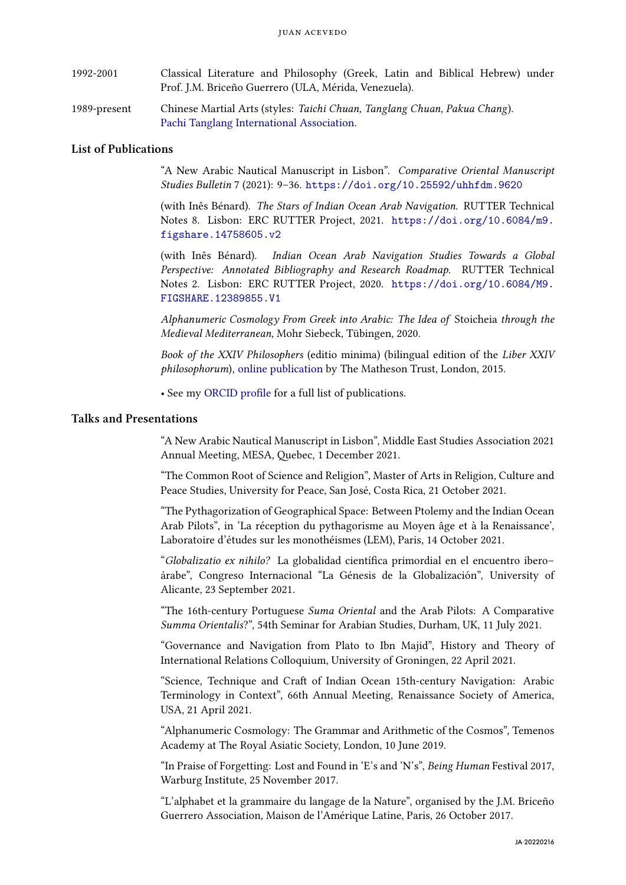1992-2001 Classical Literature and Philosophy (Greek, Latin and Biblical Hebrew) under Prof. J.M. Briceño Guerrero (ULA, Mérida, Venezuela).

1989-present Chinese Martial Arts (styles: *Taichi Chuan, Tanglang Chuan, Pakua Chang*). Pachi Tanglang International Association.

## List of Publications

"A New Arabic Nautical Manuscript in Lisbon". *Comparative Oriental Manuscript Studies Bulletin* 7 (2021): 9–36. `https://doi.org/10.25592/uhhfdm.9620`

(with Inês Bénard). *The Stars of Indian Ocean Arab Navigation.* RUTTER Technical Notes 8. Lisbon: ERC RUTTER Project, 2021. `https://doi.org/10.6084/m9.figshare.14758605.v2`

(with Inês Bénard). *Indian Ocean Arab Navigation Studies Towards a Global Perspective: Annotated Bibliography and Research Roadmap.* RUTTER Technical Notes 2. Lisbon: ERC RUTTER Project, 2020. `https://doi.org/10.6084/M9.FIGSHARE.12389855.V1`

*Alphanumeric Cosmology From Greek into Arabic: The Idea of* Stoicheia *through the Medieval Mediterranean*, Mohr Siebeck, Tübingen, 2020.

*Book of the XXIV Philosophers* (editio minima) (bilingual edition of the *Liber XXIV philosophorum*), online publication by The Matheson Trust, London, 2015.

• See my ORCID profile for a full list of publications.

## Talks and Presentations

"A New Arabic Nautical Manuscript in Lisbon", Middle East Studies Association 2021 Annual Meeting, MESA, Quebec, 1 December 2021.

"The Common Root of Science and Religion", Master of Arts in Religion, Culture and Peace Studies, University for Peace, San José, Costa Rica, 21 October 2021.

"The Pythagorization of Geographical Space: Between Ptolemy and the Indian Ocean Arab Pilots", in 'La réception du pythagorisme au Moyen âge et à la Renaissance', Laboratoire d'études sur les monothéismes (LEM), Paris, 14 October 2021.

"*Globalizatio ex nihilo?* La globalidad científica primordial en el encuentro ibero–árabe", Congreso Internacional "La Génesis de la Globalización", University of Alicante, 23 September 2021.

"The 16th-century Portuguese *Suma Oriental* and the Arab Pilots: A Comparative *Summa Orientalis*?", 54th Seminar for Arabian Studies, Durham, UK, 11 July 2021.

"Governance and Navigation from Plato to Ibn Majid", History and Theory of International Relations Colloquium, University of Groningen, 22 April 2021.

"Science, Technique and Craft of Indian Ocean 15th-century Navigation: Arabic Terminology in Context", 66th Annual Meeting, Renaissance Society of America, USA, 21 April 2021.

"Alphanumeric Cosmology: The Grammar and Arithmetic of the Cosmos", Temenos Academy at The Royal Asiatic Society, London, 10 June 2019.

"In Praise of Forgetting: Lost and Found in 'E's and 'N's", *Being Human* Festival 2017, Warburg Institute, 25 November 2017.

"L'alphabet et la grammaire du langage de la Nature", organised by the J.M. Briceño Guerrero Association, Maison de l'Amérique Latine, Paris, 26 October 2017.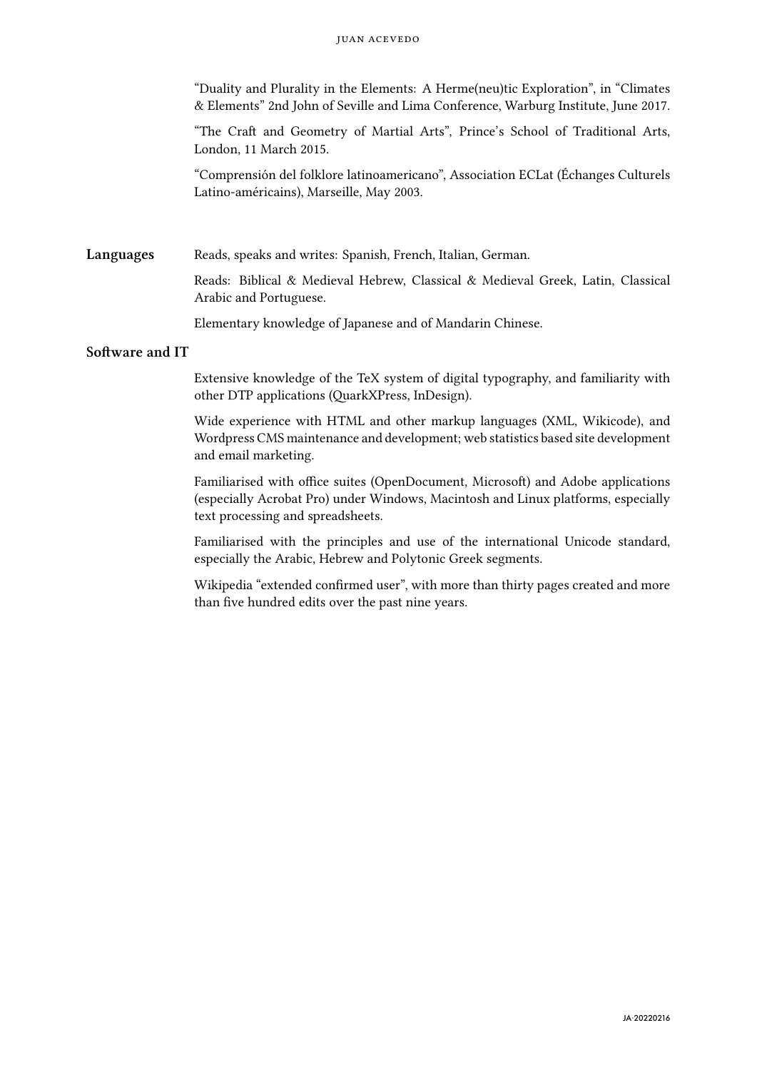"Duality and Plurality in the Elements: A Herme(neu)tic Exploration", in "Climates & Elements" 2nd John of Seville and Lima Conference, Warburg Institute, June 2017.

"The Craft and Geometry of Martial Arts", Prince's School of Traditional Arts, London, 11 March 2015.

"Comprensión del folklore latinoamericano", Association ECLat (Échanges Culturels Latino-américains), Marseille, May 2003.

## Languages

Reads, speaks and writes: Spanish, French, Italian, German.

Reads: Biblical & Medieval Hebrew, Classical & Medieval Greek, Latin, Classical Arabic and Portuguese.

Elementary knowledge of Japanese and of Mandarin Chinese.

## Software and IT

Extensive knowledge of the TeX system of digital typography, and familiarity with other DTP applications (QuarkXPress, InDesign).

Wide experience with HTML and other markup languages (XML, Wikicode), and Wordpress CMS maintenance and development; web statistics based site development and email marketing.

Familiarised with office suites (OpenDocument, Microsoft) and Adobe applications (especially Acrobat Pro) under Windows, Macintosh and Linux platforms, especially text processing and spreadsheets.

Familiarised with the principles and use of the international Unicode standard, especially the Arabic, Hebrew and Polytonic Greek segments.

Wikipedia "extended confirmed user", with more than thirty pages created and more than five hundred edits over the past nine years.

JA-20220216